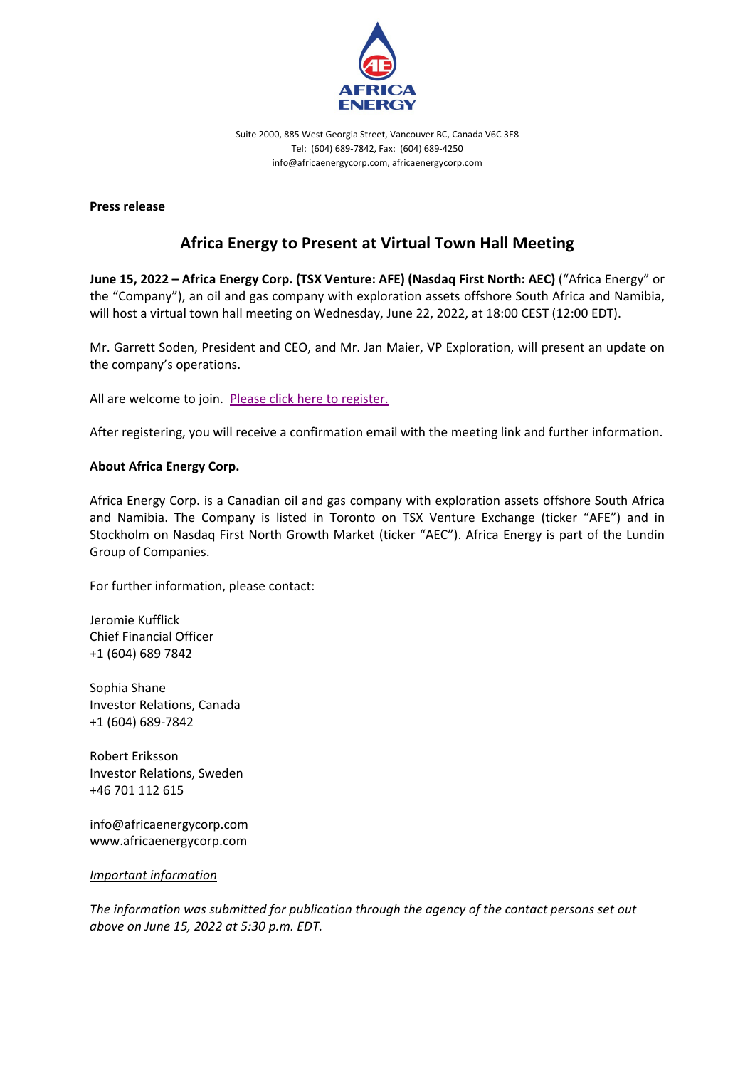Suite 2000, 885 West Georgia Street, Vancouver BC, Canada V6C 3E8
Tel: (604) 689-7842, Fax: (604) 689-4250
info@africaenergycorp.com, africaenergycorp.com

**Press release**

# Africa Energy to Present at Virtual Town Hall Meeting

**June 15, 2022 – Africa Energy Corp. (TSX Venture: AFE) (Nasdaq First North: AEC)** ("Africa Energy" or the "Company"), an oil and gas company with exploration assets offshore South Africa and Namibia, will host a virtual town hall meeting on Wednesday, June 22, 2022, at 18:00 CEST (12:00 EDT).

Mr. Garrett Soden, President and CEO, and Mr. Jan Maier, VP Exploration, will present an update on the company's operations.

All are welcome to join. Please click here to register.

After registering, you will receive a confirmation email with the meeting link and further information.

**About Africa Energy Corp.**

Africa Energy Corp. is a Canadian oil and gas company with exploration assets offshore South Africa and Namibia. The Company is listed in Toronto on TSX Venture Exchange (ticker "AFE") and in Stockholm on Nasdaq First North Growth Market (ticker "AEC"). Africa Energy is part of the Lundin Group of Companies.

For further information, please contact:

Jeromie Kufflick
Chief Financial Officer
+1 (604) 689 7842

Sophia Shane
Investor Relations, Canada
+1 (604) 689-7842

Robert Eriksson
Investor Relations, Sweden
+46 701 112 615

info@africaenergycorp.com
www.africaenergycorp.com

*Important information*

*The information was submitted for publication through the agency of the contact persons set out above on June 15, 2022 at 5:30 p.m. EDT.*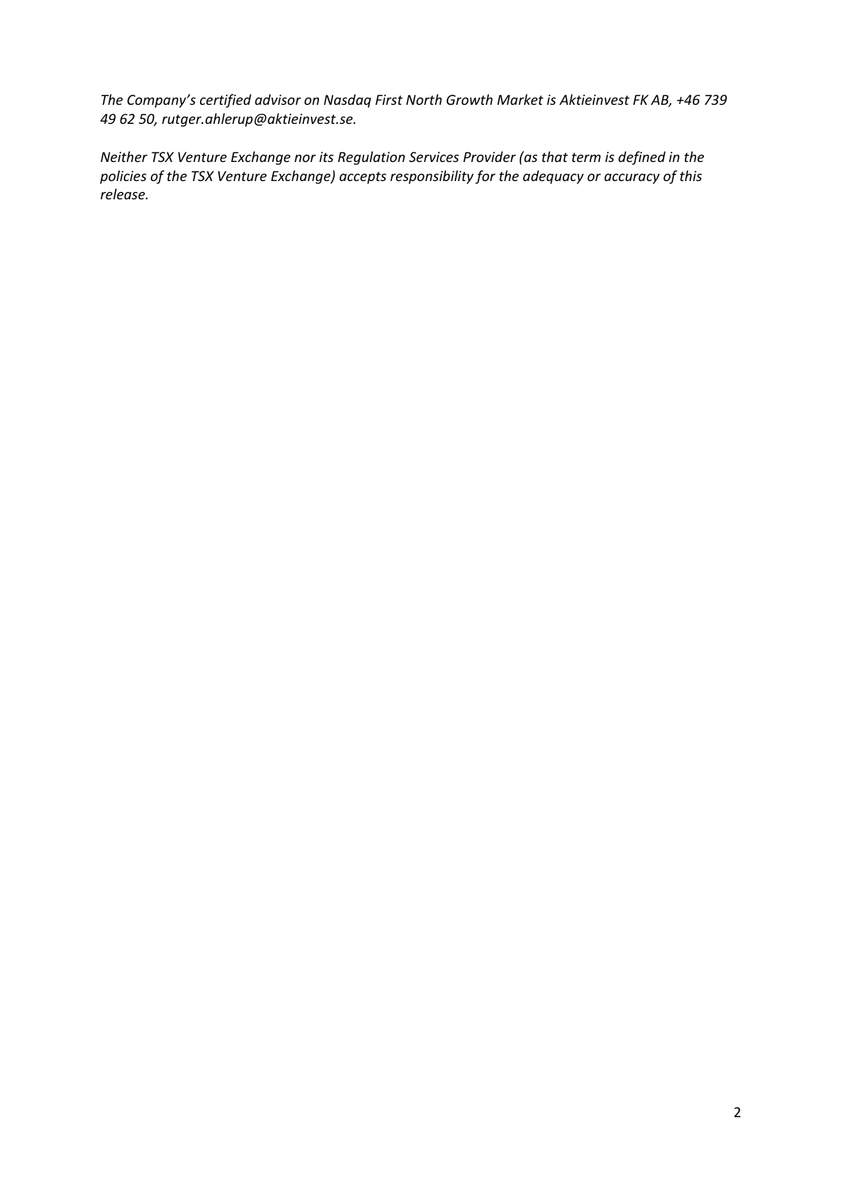*The Company's certified advisor on Nasdaq First North Growth Market is Aktieinvest FK AB, +46 739 49 62 50, rutger.ahlerup@aktieinvest.se.*

*Neither TSX Venture Exchange nor its Regulation Services Provider (as that term is defined in the policies of the TSX Venture Exchange) accepts responsibility for the adequacy or accuracy of this release.*